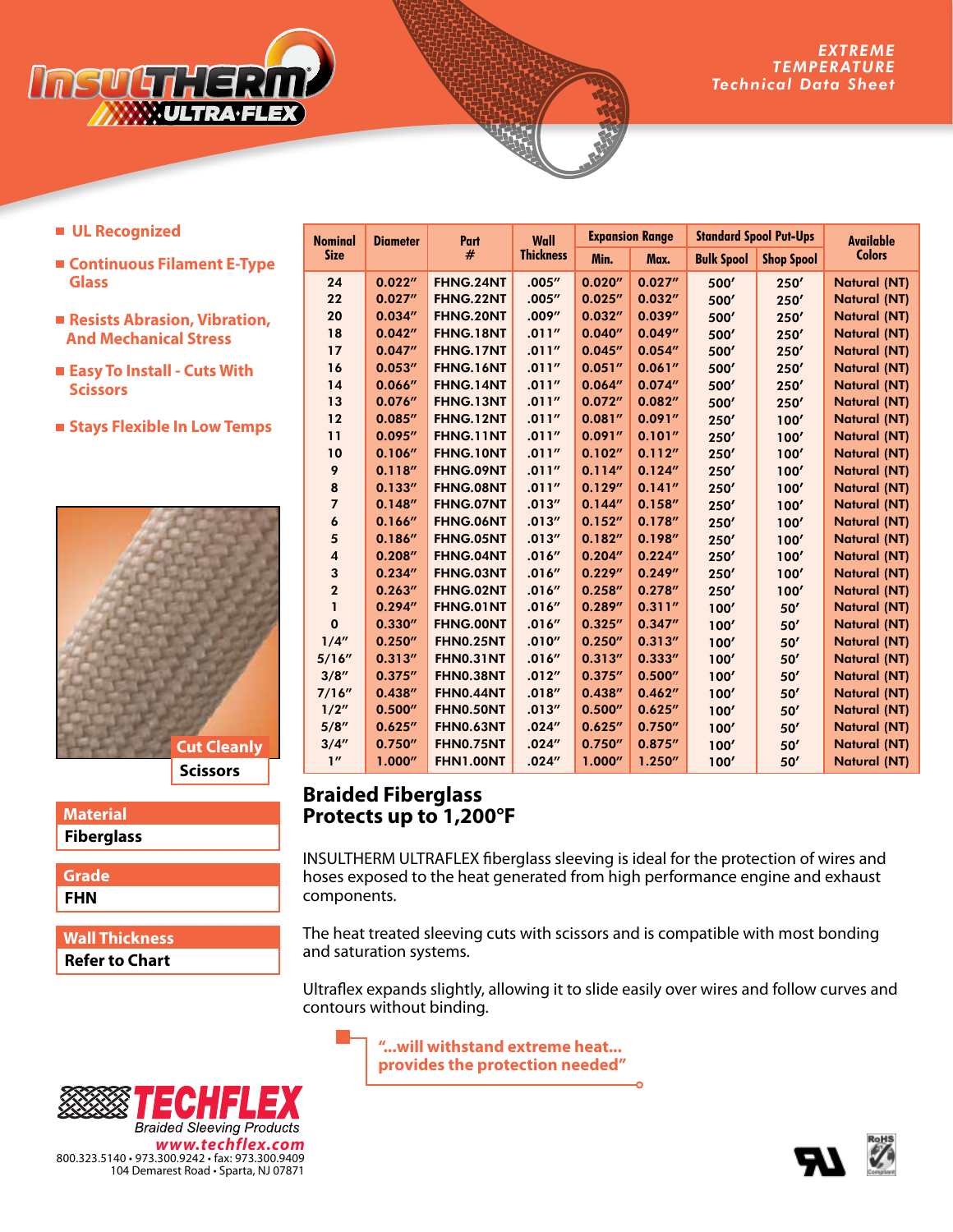# INSULTHERM ULTRA·FLEX

**EXTREME TEMPERATURE Technical Data Sheet**

- UL Recognized
- Continuous Filament E-Type Glass
- Resists Abrasion, Vibration, And Mechanical Stress
- Easy To Install - Cuts With Scissors
- Stays Flexible In Low Temps

| Nominal Size | Diameter | Part # | Wall Thickness | Expansion Range | | Standard Spool Put-Ups | | Available Colors |
|---|---|---|---|---|---|---|---|---|
| | | | | Min. | Max. | Bulk Spool | Shop Spool | |
| 24 | 0.022″ | FHNG.24NT | .005″ | 0.020″ | 0.027″ | 500′ | 250′ | Natural (NT) |
| 22 | 0.027″ | FHNG.22NT | .005″ | 0.025″ | 0.032″ | 500′ | 250′ | Natural (NT) |
| 20 | 0.034″ | FHNG.20NT | .009″ | 0.032″ | 0.039″ | 500′ | 250′ | Natural (NT) |
| 18 | 0.042″ | FHNG.18NT | .011″ | 0.040″ | 0.049″ | 500′ | 250′ | Natural (NT) |
| 17 | 0.047″ | FHNG.17NT | .011″ | 0.045″ | 0.054″ | 500′ | 250′ | Natural (NT) |
| 16 | 0.053″ | FHNG.16NT | .011″ | 0.051″ | 0.061″ | 500′ | 250′ | Natural (NT) |
| 14 | 0.066″ | FHNG.14NT | .011″ | 0.064″ | 0.074″ | 500′ | 250′ | Natural (NT) |
| 13 | 0.076″ | FHNG.13NT | .011″ | 0.072″ | 0.082″ | 500′ | 250′ | Natural (NT) |
| 12 | 0.085″ | FHNG.12NT | .011″ | 0.081″ | 0.091″ | 250′ | 100′ | Natural (NT) |
| 11 | 0.095″ | FHNG.11NT | .011″ | 0.091″ | 0.101″ | 250′ | 100′ | Natural (NT) |
| 10 | 0.106″ | FHNG.10NT | .011″ | 0.102″ | 0.112″ | 250′ | 100′ | Natural (NT) |
| 9 | 0.118″ | FHNG.09NT | .011″ | 0.114″ | 0.124″ | 250′ | 100′ | Natural (NT) |
| 8 | 0.133″ | FHNG.08NT | .011″ | 0.129″ | 0.141″ | 250′ | 100′ | Natural (NT) |
| 7 | 0.148″ | FHNG.07NT | .013″ | 0.144″ | 0.158″ | 250′ | 100′ | Natural (NT) |
| 6 | 0.166″ | FHNG.06NT | .013″ | 0.152″ | 0.178″ | 250′ | 100′ | Natural (NT) |
| 5 | 0.186″ | FHNG.05NT | .013″ | 0.182″ | 0.198″ | 250′ | 100′ | Natural (NT) |
| 4 | 0.208″ | FHNG.04NT | .016″ | 0.204″ | 0.224″ | 250′ | 100′ | Natural (NT) |
| 3 | 0.234″ | FHNG.03NT | .016″ | 0.229″ | 0.249″ | 250′ | 100′ | Natural (NT) |
| 2 | 0.263″ | FHNG.02NT | .016″ | 0.258″ | 0.278″ | 250′ | 100′ | Natural (NT) |
| 1 | 0.294″ | FHNG.01NT | .016″ | 0.289″ | 0.311″ | 100′ | 50′ | Natural (NT) |
| 0 | 0.330″ | FHNG.00NT | .016″ | 0.325″ | 0.347″ | 100′ | 50′ | Natural (NT) |
| 1/4″ | 0.250″ | FHN0.25NT | .010″ | 0.250″ | 0.313″ | 100′ | 50′ | Natural (NT) |
| 5/16″ | 0.313″ | FHN0.31NT | .016″ | 0.313″ | 0.333″ | 100′ | 50′ | Natural (NT) |
| 3/8″ | 0.375″ | FHN0.38NT | .012″ | 0.375″ | 0.500″ | 100′ | 50′ | Natural (NT) |
| 7/16″ | 0.438″ | FHN0.44NT | .018″ | 0.438″ | 0.462″ | 100′ | 50′ | Natural (NT) |
| 1/2″ | 0.500″ | FHN0.50NT | .013″ | 0.500″ | 0.625″ | 100′ | 50′ | Natural (NT) |
| 5/8″ | 0.625″ | FHN0.63NT | .024″ | 0.625″ | 0.750″ | 100′ | 50′ | Natural (NT) |
| 3/4″ | 0.750″ | FHN0.75NT | .024″ | 0.750″ | 0.875″ | 100′ | 50′ | Natural (NT) |
| 1″ | 1.000″ | FHN1.00NT | .024″ | 1.000″ | 1.250″ | 100′ | 50′ | Natural (NT) |

Cut Cleanly
Scissors

**Material**
Fiberglass

**Grade**
FHN

**Wall Thickness**
Refer to Chart

## Braided Fiberglass Protects up to 1,200°F

INSULTHERM ULTRAFLEX fiberglass sleeving is ideal for the protection of wires and hoses exposed to the heat generated from high performance engine and exhaust components.

The heat treated sleeving cuts with scissors and is compatible with most bonding and saturation systems.

Ultraflex expands slightly, allowing it to slide easily over wires and follow curves and contours without binding.

> "...will withstand extreme heat... provides the protection needed"

**TECHFLEX**
Braided Sleeving Products
www.techflex.com
800.323.5140 • 973.300.9242 • fax: 973.300.9409
104 Demarest Road • Sparta, NJ 07871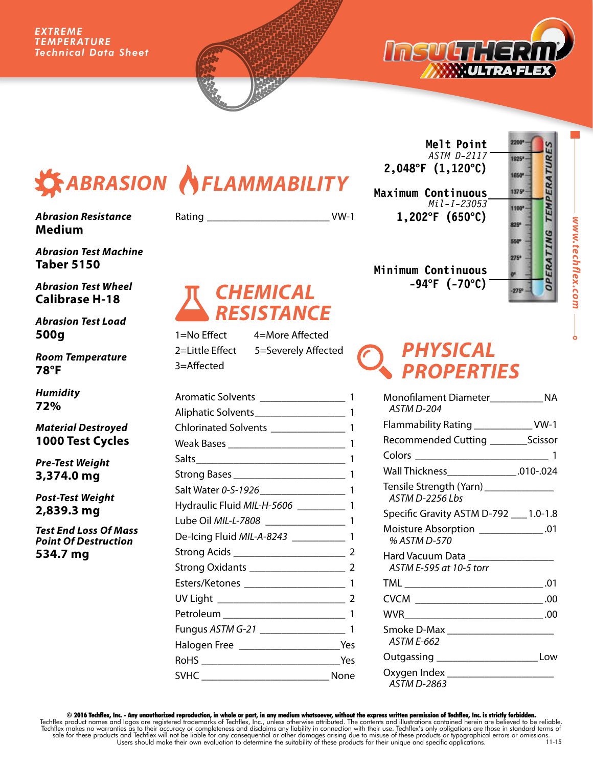*EXTREME TEMPERATURE*
*Technical Data Sheet*

INSULTHERM ULTRA·FLEX

## ABRASION

***Abrasion Resistance***
**Medium**

***Abrasion Test Machine***
**Taber 5150**

***Abrasion Test Wheel***
**Calibrase H-18**

***Abrasion Test Load***
**500g**

***Room Temperature***
**78°F**

***Humidity***
**72%**

***Material Destroyed***
**1000 Test Cycles**

***Pre-Test Weight***
**3,374.0 mg**

***Post-Test Weight***
**2,839.3 mg**

***Test End Loss Of Mass Point Of Destruction***
**534.7 mg**

## FLAMMABILITY

Rating ____ VW-1

## CHEMICAL RESISTANCE

1=No Effect
2=Little Effect
3=Affected
4=More Affected
5=Severely Affected

| | |
|---|---|
| Aromatic Solvents | 1 |
| Aliphatic Solvents | 1 |
| Chlorinated Solvents | 1 |
| Weak Bases | 1 |
| Salts | 1 |
| Strong Bases | 1 |
| Salt Water *0-S-1926* | 1 |
| Hydraulic Fluid *MIL-H-5606* | 1 |
| Lube Oil *MIL-L-7808* | 1 |
| De-Icing Fluid *MIL-A-8243* | 1 |
| Strong Acids | 2 |
| Strong Oxidants | 2 |
| Esters/Ketones | 1 |
| UV Light | 2 |
| Petroleum | 1 |
| Fungus *ASTM G-21* | 1 |
| Halogen Free | Yes |
| RoHS | Yes |
| SVHC | None |

## OPERATING TEMPERATURES

**Melt Point**
*ASTM D-2117*
**2,048°F (1,120°C)**

**Maximum Continuous**
*Mil-I-23053*
**1,202°F (650°C)**

**Minimum Continuous**
**-94°F (-70°C)**

2200°
1925°
1650°
1375°
1100°
825°
550°
275°
0°
-275°

## PHYSICAL PROPERTIES

| | |
|---|---|
| Monofilament Diameter *ASTM D-204* | NA |
| Flammability Rating | VW-1 |
| Recommended Cutting | Scissor |
| Colors | 1 |
| Wall Thickness | .010-.024 |
| Tensile Strength (Yarn) *ASTM D-2256 Lbs* | |
| Specific Gravity ASTM D-792 | 1.0-1.8 |
| Moisture Absorption *% ASTM D-570* | .01 |
| Hard Vacuum Data *ASTM E-595 at 10-5 torr* | |
| TML | .01 |
| CVCM | .00 |
| WVR | .00 |
| Smoke D-Max *ASTM E-662* | |
| Outgassing | Low |
| Oxygen Index *ASTM D-2863* | |

www.techflex.com

**© 2016 Techflex, Inc. - Any unauthorized reproduction, in whole or part, in any medium whatsoever, without the express written permission of Techflex, Inc. is strictly forbidden.**
Techflex product names and logos are registered trademarks of Techflex, Inc., unless otherwise attributed. The contents and illustrations contained herein are believed to be reliable. Techflex makes no warranties as to their accuracy or completeness and disclaims any liability in connection with their use. Techflex's only obligations are those in standard terms of sale for these products and Techflex will not be liable for any consequential or other damages arising due to misuse of these products or typographical errors or omissions. Users should make their own evaluation to determine the suitability of these products for their unique and specific applications.

11-15